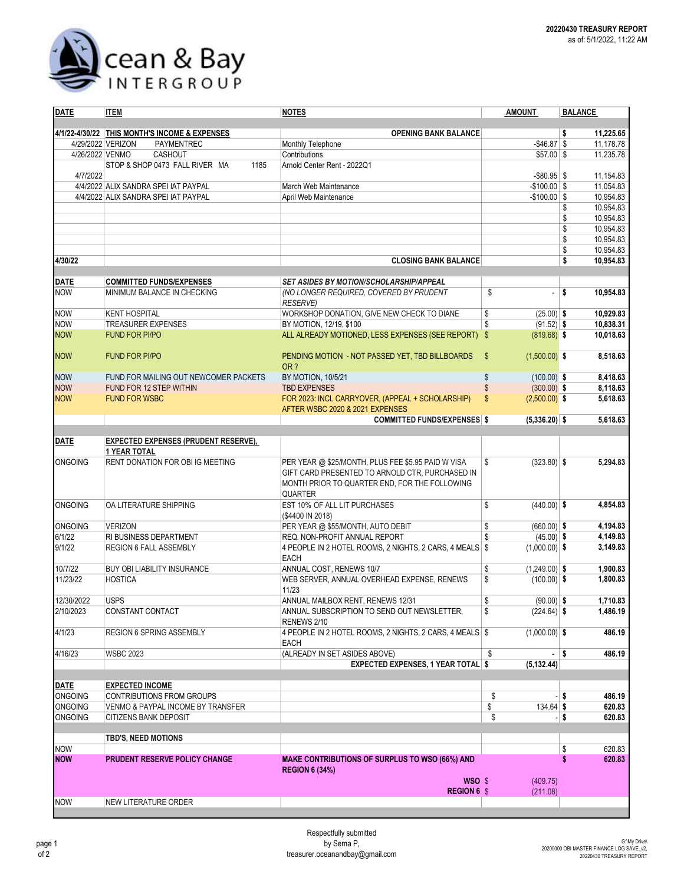**20220430 TREASURY REPORT**
as of: 5/1/2022, 11:22 AM

# Ocean & Bay INTERGROUP

| DATE | ITEM | NOTES | AMOUNT | BALANCE |
|---|---|---|---|---|
| 4/1/22-4/30/22 | THIS MONTH'S INCOME & EXPENSES | OPENING BANK BALANCE | | $ 11,225.65 |
| 4/29/2022 | VERIZON PAYMENTREC | Monthly Telephone | -$46.87 | $ 11,178.78 |
| 4/26/2022 | VENMO CASHOUT | Contributions | $57.00 | $ 11,235.78 |
| 4/7/2022 | STOP & SHOP 0473 FALL RIVER MA 1185 | Arnold Center Rent - 2022Q1 | -$80.95 | $ 11,154.83 |
| 4/4/2022 | ALIX SANDRA SPEI IAT PAYPAL | March Web Maintenance | -$100.00 | $ 11,054.83 |
| 4/4/2022 | ALIX SANDRA SPEI IAT PAYPAL | April Web Maintenance | -$100.00 | $ 10,954.83 |
| | | | | $ 10,954.83 |
| | | | | $ 10,954.83 |
| | | | | $ 10,954.83 |
| | | | | $ 10,954.83 |
| | | | | $ 10,954.83 |
| 4/30/22 | | CLOSING BANK BALANCE | | $ 10,954.83 |
| | | | | |
| DATE | COMMITTED FUNDS/EXPENSES | SET ASIDES BY MOTION/SCHOLARSHIP/APPEAL | | |
| NOW | MINIMUM BALANCE IN CHECKING | (NO LONGER REQUIRED, COVERED BY PRUDENT RESERVE) | $ - | $ 10,954.83 |
| NOW | KENT HOSPITAL | WORKSHOP DONATION, GIVE NEW CHECK TO DIANE | $ (25.00) | $ 10,929.83 |
| NOW | TREASURER EXPENSES | BY MOTION, 12/19, $100 | $ (91.52) | $ 10,838.31 |
| NOW | FUND FOR PI/PO | ALL ALREADY MOTIONED, LESS EXPENSES (SEE REPORT) | $ (819.68) | $ 10,018.63 |
| NOW | FUND FOR PI/PO | PENDING MOTION - NOT PASSED YET, TBD BILLBOARDS OR ? | $ (1,500.00) | $ 8,518.63 |
| NOW | FUND FOR MAILING OUT NEWCOMER PACKETS | BY MOTION, 10/5/21 | $ (100.00) | $ 8,418.63 |
| NOW | FUND FOR 12 STEP WITHIN | TBD EXPENSES | $ (300.00) | $ 8,118.63 |
| NOW | FUND FOR WSBC | FOR 2023: INCL CARRYOVER, (APPEAL + SCHOLARSHIP) AFTER WSBC 2020 & 2021 EXPENSES | $ (2,500.00) | $ 5,618.63 |
| | | COMMITTED FUNDS/EXPENSES | $ (5,336.20) | $ 5,618.63 |
| | | | | |
| DATE | EXPECTED EXPENSES (PRUDENT RESERVE), 1 YEAR TOTAL | | | |
| ONGOING | RENT DONATION FOR OBI IG MEETING | PER YEAR @ $25/MONTH, PLUS FEE $5.95 PAID W VISA GIFT CARD PRESENTED TO ARNOLD CTR, PURCHASED IN MONTH PRIOR TO QUARTER END, FOR THE FOLLOWING QUARTER | $ (323.80) | $ 5,294.83 |
| ONGOING | OA LITERATURE SHIPPING | EST 10% OF ALL LIT PURCHASES ($4400 IN 2018) | $ (440.00) | $ 4,854.83 |
| ONGOING | VERIZON | PER YEAR @ $55/MONTH, AUTO DEBIT | $ (660.00) | $ 4,194.83 |
| 6/1/22 | RI BUSINESS DEPARTMENT | REQ. NON-PROFIT ANNUAL REPORT | $ (45.00) | $ 4,149.83 |
| 9/1/22 | REGION 6 FALL ASSEMBLY | 4 PEOPLE IN 2 HOTEL ROOMS, 2 NIGHTS, 2 CARS, 4 MEALS EACH | $ (1,000.00) | $ 3,149.83 |
| 10/7/22 | BUY OBI LIABILITY INSURANCE | ANNUAL COST, RENEWS 10/7 | $ (1,249.00) | $ 1,900.83 |
| 11/23/22 | HOSTICA | WEB SERVER, ANNUAL OVERHEAD EXPENSE, RENEWS 11/23 | $ (100.00) | $ 1,800.83 |
| 12/30/2022 | USPS | ANNUAL MAILBOX RENT, RENEWS 12/31 | $ (90.00) | $ 1,710.83 |
| 2/10/2023 | CONSTANT CONTACT | ANNUAL SUBSCRIPTION TO SEND OUT NEWSLETTER, RENEWS 2/10 | $ (224.64) | $ 1,486.19 |
| 4/1/23 | REGION 6 SPRING ASSEMBLY | 4 PEOPLE IN 2 HOTEL ROOMS, 2 NIGHTS, 2 CARS, 4 MEALS EACH | $ (1,000.00) | $ 486.19 |
| 4/16/23 | WSBC 2023 | (ALREADY IN SET ASIDES ABOVE) | $ - | $ 486.19 |
| | | EXPECTED EXPENSES, 1 YEAR TOTAL | $ (5,132.44) | |
| | | | | |
| DATE | EXPECTED INCOME | | | |
| ONGOING | CONTRIBUTIONS FROM GROUPS | | $ - | $ 486.19 |
| ONGOING | VENMO & PAYPAL INCOME BY TRANSFER | | $ 134.64 | $ 620.83 |
| ONGOING | CITIZENS BANK DEPOSIT | | $ - | $ 620.83 |
| | | | | |
| | TBD'S, NEED MOTIONS | | | |
| NOW | | | | $ 620.83 |
| NOW | PRUDENT RESERVE POLICY CHANGE | MAKE CONTRIBUTIONS OF SURPLUS TO WSO (66%) AND REGION 6 (34%) | | $ 620.83 |
| | | WSO | $ (409.75) | |
| | | REGION 6 | $ (211.08) | |
| NOW | NEW LITERATURE ORDER | | | |

Respectfully submitted
by Sema P,
treasurer.oceanandbay@gmail.com

G:\My Drive\ 20200000 OBI MASTER FINANCE LOG SAVE_v2, 20220430 TREASURY REPORT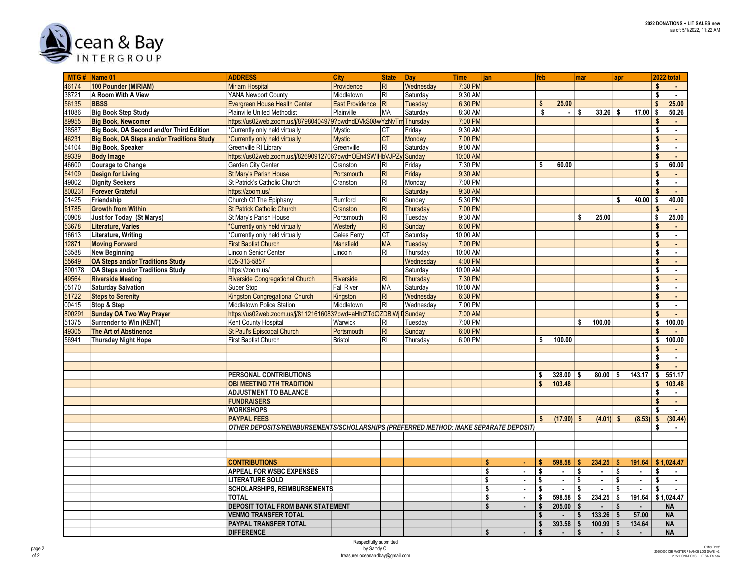Ocean & Bay INTERGROUP

**2022 DONATIONS + LIT SALES new**
as of: 5/1/2022, 11:22 AM

| MTG # | Name 01 | ADDRESS | City | State | Day | Time | jan | feb | mar | apr | 2022 total |
|---|---|---|---|---|---|---|---|---|---|---|---|
| 46174 | **100 Pounder (MIRIAM)** | Miriam Hospital | Providence | RI | Wednesday | 7:30 PM | | | | | $ - |
| 38721 | **A Room With A View** | YANA Newport County | Middletown | RI | Saturday | 9:30 AM | | | | | $ - |
| 56135 | **BBSS** | Evergreen House Health Center | East Providence | RI | Tuesday | 6:30 PM | | $ 25.00 | | | $ 25.00 |
| 41086 | **Big Book Step Study** | Plainville United Methodist | Plainville | MA | Saturday | 8:30 AM | | $ - | $ 33.26 | $ 17.00 | $ 50.26 |
| 89955 | **Big Book, Newcomer** | https://us02web.zoom.us/j/87980404979?pwd=dDVkS08wYzNvTm | | | Thursday | 7:00 PM | | | | | $ - |
| 38587 | **Big Book, OA Second and/or Third Edition** | *Currently only held virtually | Mystic | CT | Friday | 9:30 AM | | | | | $ - |
| 46231 | **Big Book, OA Steps and/or Traditions Study** | *Currently only held virtually | Mystic | CT | Monday | 7:00 PM | | | | | $ - |
| 54104 | **Big Book, Speaker** | Greenville RI Library | Greenville | RI | Saturday | 9:00 AM | | | | | $ - |
| 89339 | **Body Image** | https://us02web.zoom.us/j/82690912706?pwd=OEh4SWlHbVJPZy | | | Sunday | 10:00 AM | | | | | $ - |
| 46600 | **Courage to Change** | Garden City Center | Cranston | RI | Friday | 7:30 PM | | $ 60.00 | | | $ 60.00 |
| 54109 | **Design for Living** | St Mary's Parish House | Portsmouth | RI | Friday | 9:30 AM | | | | | $ - |
| 49802 | **Dignity Seekers** | St Patrick's Catholic Church | Cranston | RI | Monday | 7:00 PM | | | | | $ - |
| 800231 | **Forever Grateful** | https://zoom.us/ | | | Saturday | 9:30 AM | | | | | $ - |
| 01425 | **Friendship** | Church Of The Epiphany | Rumford | RI | Sunday | 5:30 PM | | | | $ 40.00 | $ 40.00 |
| 51785 | **Growth from Within** | St Patrick Catholic Church | Cranston | RI | Thursday | 7:00 PM | | | | | $ - |
| 00908 | **Just for Today (St Marys)** | St Mary's Parish House | Portsmouth | RI | Tuesday | 9:30 AM | | | $ 25.00 | | $ 25.00 |
| 53678 | **Literature, Varies** | *Currently only held virtually | Westerly | RI | Sunday | 6:00 PM | | | | | $ - |
| 16613 | **Literature, Writing** | *Currently only held virtually | Gales Ferry | CT | Saturday | 10:00 AM | | | | | $ - |
| 12871 | **Moving Forward** | First Baptist Church | Mansfield | MA | Tuesday | 7:00 PM | | | | | $ - |
| 53588 | **New Beginning** | Lincoln Senior Center | Lincoln | RI | Thursday | 10:00 AM | | | | | $ - |
| 55649 | **OA Steps and/or Traditions Study** | 605-313-5857 | | | Wednesday | 4:00 PM | | | | | $ - |
| 800178 | **OA Steps and/or Traditions Study** | https://zoom.us/ | | | Saturday | 10:00 AM | | | | | $ - |
| 49564 | **Riverside Meeting** | Riverside Congregational Church | Riverside | RI | Thursday | 7:30 PM | | | | | $ - |
| 05170 | **Saturday Salvation** | Super Stop | Fall River | MA | Saturday | 10:00 AM | | | | | $ - |
| 51722 | **Steps to Serenity** | Kingston Congregational Church | Kingston | RI | Wednesday | 6:30 PM | | | | | $ - |
| 00415 | **Stop & Step** | Middletown Police Station | Middletown | RI | Wednesday | 7:00 PM | | | | | $ - |
| 800291 | **Sunday OA Two Way Prayer** | https://us02web.zoom.us/j/81121616083?pwd=aHhtZTdOZDBiWjlD | | | Sunday | 7:00 AM | | | | | $ - |
| 51375 | **Surrender to Win (KENT)** | Kent County Hospital | Warwick | RI | Tuesday | 7:00 PM | | | $ 100.00 | | $ 100.00 |
| 49305 | **The Art of Abstinence** | St Paul's Episcopal Church | Portsmouth | RI | Sunday | 6:00 PM | | | | | $ - |
| 56941 | **Thursday Night Hope** | First Baptist Church | Bristol | RI | Thursday | 6:00 PM | | $ 100.00 | | | $ 100.00 |
| | | | | | | | | | | | $ - |
| | | | | | | | | | | | $ - |
| | | | | | | | | | | | $ - |
| | | **PERSONAL CONTRIBUTIONS** | | | | | | $ 328.00 | $ 80.00 | $ 143.17 | $ 551.17 |
| | | **OBI MEETING 7TH TRADITION** | | | | | | $ 103.48 | | | $ 103.48 |
| | | **ADJUSTMENT TO BALANCE** | | | | | | | | | $ - |
| | | **FUNDRAISERS** | | | | | | | | | $ - |
| | | **WORKSHOPS** | | | | | | | | | $ - |
| | | **PAYPAL FEES** | | | | | | $ (17.90) | $ (4.01) | $ (8.53) | $ (30.44) |
| | | ***OTHER DEPOSITS/REIMBURSEMENTS/SCHOLARSHIPS (PREFERRED METHOD: MAKE SEPARATE DEPOSIT)*** | | | | | | | | | $ - |
| | | | | | | | | | | | |
| | | | | | | | | | | | |
| | | | | | | | | | | | |
| | | **CONTRIBUTIONS** | | | | | $ - | $ 598.58 | $ 234.25 | $ 191.64 | $ 1,024.47 |
| | | **APPEAL FOR WSBC EXPENSES** | | | | | $ - | $ - | $ - | $ - | $ - |
| | | **LITERATURE SOLD** | | | | | $ - | $ - | $ - | $ - | $ - |
| | | **SCHOLARSHIPS, REIMBURSEMENTS** | | | | | $ - | $ - | $ - | $ - | $ - |
| | | **TOTAL** | | | | | $ - | $ 598.58 | $ 234.25 | $ 191.64 | $ 1,024.47 |
| | | **DEPOSIT TOTAL FROM BANK STATEMENT** | | | | | $ - | $ 205.00 | $ - | $ - | NA |
| | | **VENMO TRANSFER TOTAL** | | | | | | $ - | $ 133.26 | $ 57.00 | NA |
| | | **PAYPAL TRANSFER TOTAL** | | | | | | $ 393.58 | $ 100.99 | $ 134.64 | NA |
| | | **DIFFERENCE** | | | | | $ - | $ - | $ - | $ - | NA |

Respectfully submitted
by Sandy C,
treasurer.oceanandbay@gmail.com

G:\My Drive\
20200000 OBI MASTER FINANCE LOG SAVE_v2,
2022 DONATIONS + LIT SALES new